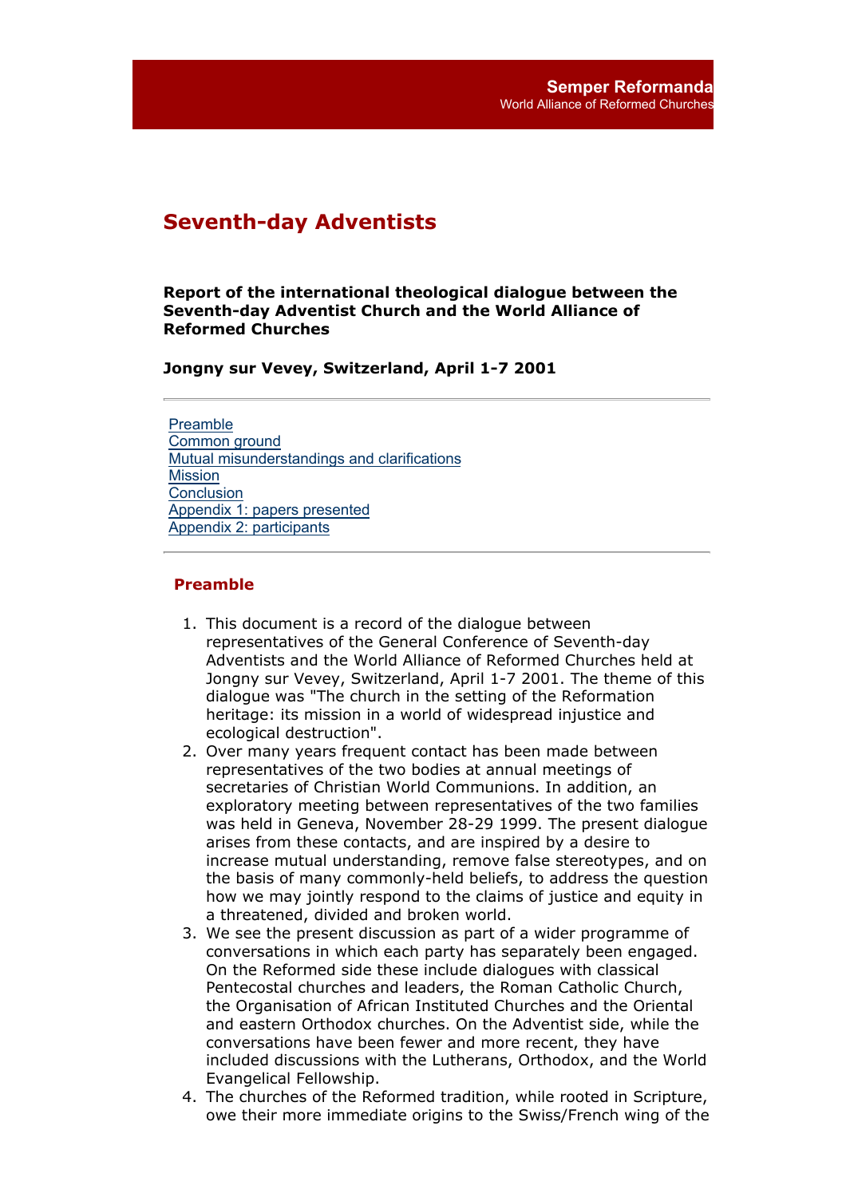Semper Reformanda
World Alliance of Reformed Churches

# Seventh-day Adventists

**Report of the international theological dialogue between the Seventh-day Adventist Church and the World Alliance of Reformed Churches**

**Jongny sur Vevey, Switzerland, April 1-7 2001**

---

- [Preamble]
- [Common ground]
- [Mutual misunderstandings and clarifications]
- [Mission]
- [Conclusion]
- [Appendix 1: papers presented]
- [Appendix 2: participants]

---

## Preamble

1. This document is a record of the dialogue between representatives of the General Conference of Seventh-day Adventists and the World Alliance of Reformed Churches held at Jongny sur Vevey, Switzerland, April 1-7 2001. The theme of this dialogue was "The church in the setting of the Reformation heritage: its mission in a world of widespread injustice and ecological destruction".
2. Over many years frequent contact has been made between representatives of the two bodies at annual meetings of secretaries of Christian World Communions. In addition, an exploratory meeting between representatives of the two families was held in Geneva, November 28-29 1999. The present dialogue arises from these contacts, and are inspired by a desire to increase mutual understanding, remove false stereotypes, and on the basis of many commonly-held beliefs, to address the question how we may jointly respond to the claims of justice and equity in a threatened, divided and broken world.
3. We see the present discussion as part of a wider programme of conversations in which each party has separately been engaged. On the Reformed side these include dialogues with classical Pentecostal churches and leaders, the Roman Catholic Church, the Organisation of African Instituted Churches and the Oriental and eastern Orthodox churches. On the Adventist side, while the conversations have been fewer and more recent, they have included discussions with the Lutherans, Orthodox, and the World Evangelical Fellowship.
4. The churches of the Reformed tradition, while rooted in Scripture, owe their more immediate origins to the Swiss/French wing of the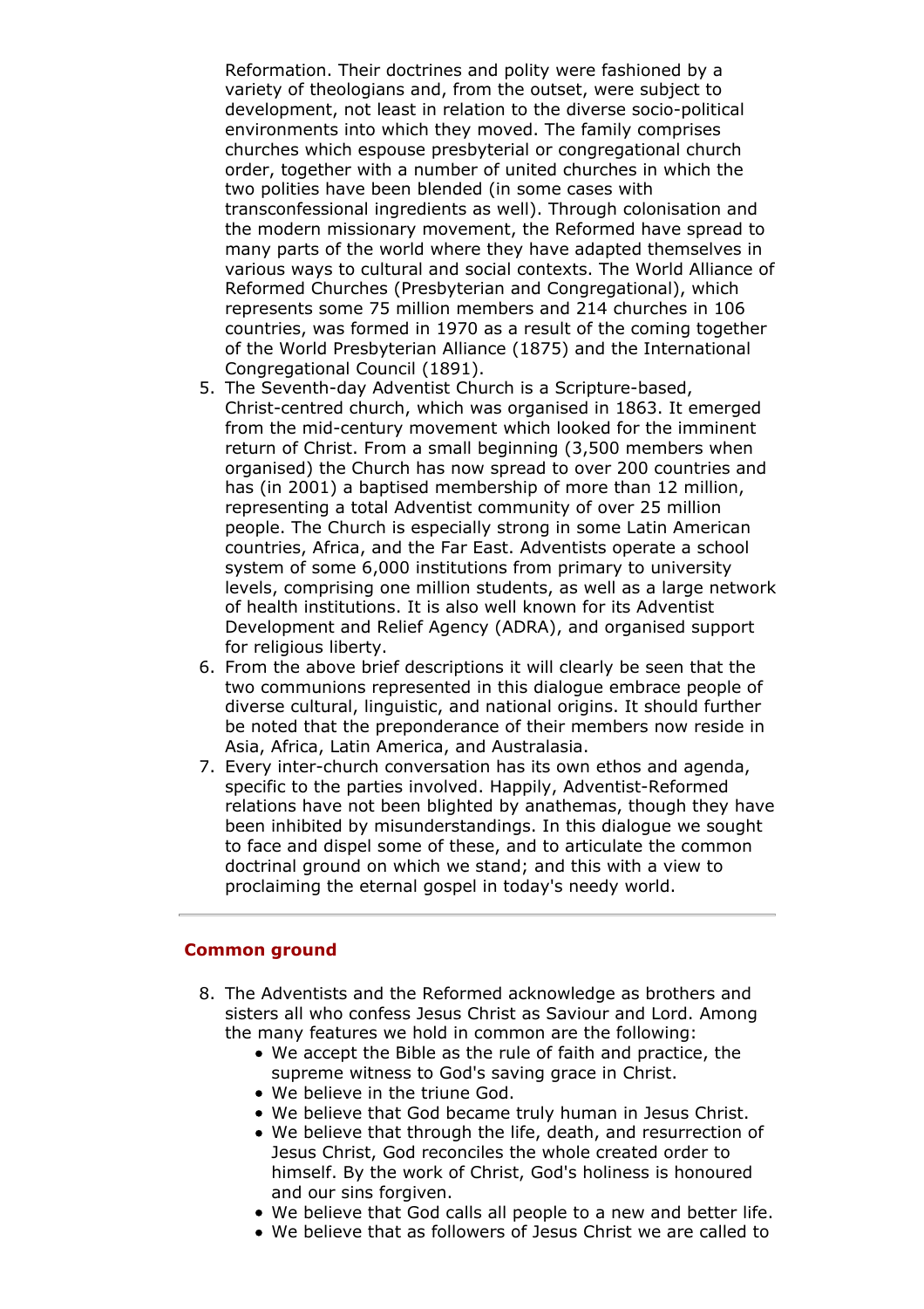Reformation. Their doctrines and polity were fashioned by a variety of theologians and, from the outset, were subject to development, not least in relation to the diverse socio-political environments into which they moved. The family comprises churches which espouse presbyterial or congregational church order, together with a number of united churches in which the two polities have been blended (in some cases with transconfessional ingredients as well). Through colonisation and the modern missionary movement, the Reformed have spread to many parts of the world where they have adapted themselves in various ways to cultural and social contexts. The World Alliance of Reformed Churches (Presbyterian and Congregational), which represents some 75 million members and 214 churches in 106 countries, was formed in 1970 as a result of the coming together of the World Presbyterian Alliance (1875) and the International Congregational Council (1891).

5. The Seventh-day Adventist Church is a Scripture-based, Christ-centred church, which was organised in 1863. It emerged from the mid-century movement which looked for the imminent return of Christ. From a small beginning (3,500 members when organised) the Church has now spread to over 200 countries and has (in 2001) a baptised membership of more than 12 million, representing a total Adventist community of over 25 million people. The Church is especially strong in some Latin American countries, Africa, and the Far East. Adventists operate a school system of some 6,000 institutions from primary to university levels, comprising one million students, as well as a large network of health institutions. It is also well known for its Adventist Development and Relief Agency (ADRA), and organised support for religious liberty.
6. From the above brief descriptions it will clearly be seen that the two communions represented in this dialogue embrace people of diverse cultural, linguistic, and national origins. It should further be noted that the preponderance of their members now reside in Asia, Africa, Latin America, and Australasia.
7. Every inter-church conversation has its own ethos and agenda, specific to the parties involved. Happily, Adventist-Reformed relations have not been blighted by anathemas, though they have been inhibited by misunderstandings. In this dialogue we sought to face and dispel some of these, and to articulate the common doctrinal ground on which we stand; and this with a view to proclaiming the eternal gospel in today's needy world.

---

## Common ground

8. The Adventists and the Reformed acknowledge as brothers and sisters all who confess Jesus Christ as Saviour and Lord. Among the many features we hold in common are the following:
   - We accept the Bible as the rule of faith and practice, the supreme witness to God's saving grace in Christ.
   - We believe in the triune God.
   - We believe that God became truly human in Jesus Christ.
   - We believe that through the life, death, and resurrection of Jesus Christ, God reconciles the whole created order to himself. By the work of Christ, God's holiness is honoured and our sins forgiven.
   - We believe that God calls all people to a new and better life.
   - We believe that as followers of Jesus Christ we are called to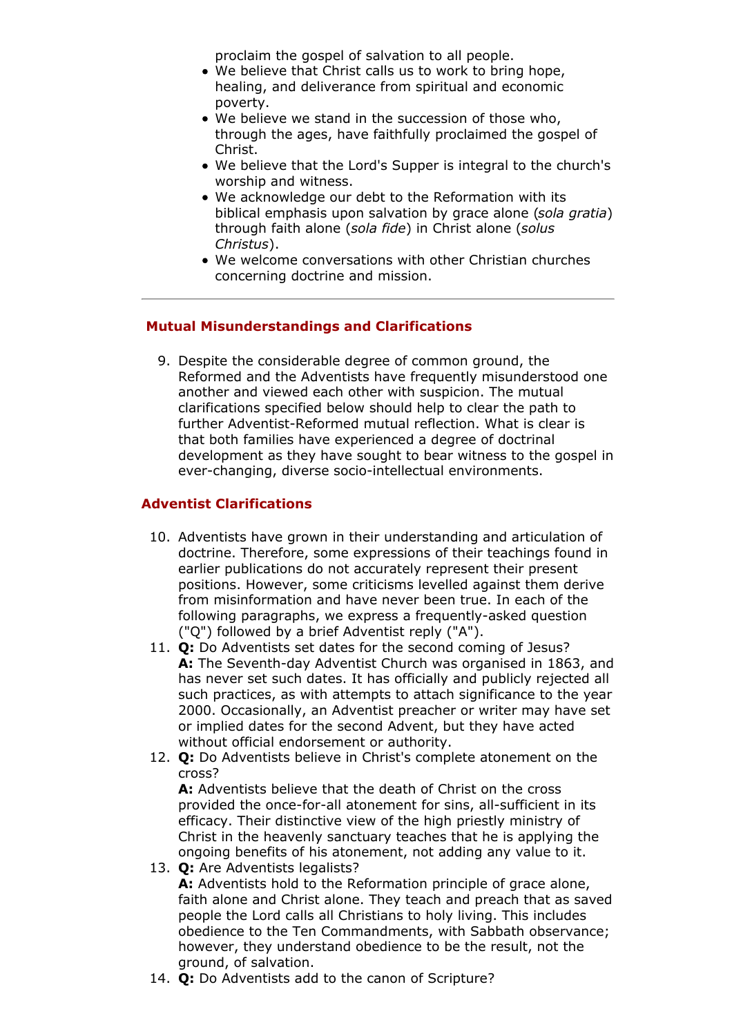proclaim the gospel of salvation to all people.

- We believe that Christ calls us to work to bring hope, healing, and deliverance from spiritual and economic poverty.
- We believe we stand in the succession of those who, through the ages, have faithfully proclaimed the gospel of Christ.
- We believe that the Lord's Supper is integral to the church's worship and witness.
- We acknowledge our debt to the Reformation with its biblical emphasis upon salvation by grace alone (*sola gratia*) through faith alone (*sola fide*) in Christ alone (*solus Christus*).
- We welcome conversations with other Christian churches concerning doctrine and mission.

---

## Mutual Misunderstandings and Clarifications

9. Despite the considerable degree of common ground, the Reformed and the Adventists have frequently misunderstood one another and viewed each other with suspicion. The mutual clarifications specified below should help to clear the path to further Adventist-Reformed mutual reflection. What is clear is that both families have experienced a degree of doctrinal development as they have sought to bear witness to the gospel in ever-changing, diverse socio-intellectual environments.

## Adventist Clarifications

10. Adventists have grown in their understanding and articulation of doctrine. Therefore, some expressions of their teachings found in earlier publications do not accurately represent their present positions. However, some criticisms levelled against them derive from misinformation and have never been true. In each of the following paragraphs, we express a frequently-asked question ("Q") followed by a brief Adventist reply ("A").
11. **Q:** Do Adventists set dates for the second coming of Jesus?
    **A:** The Seventh-day Adventist Church was organised in 1863, and has never set such dates. It has officially and publicly rejected all such practices, as with attempts to attach significance to the year 2000. Occasionally, an Adventist preacher or writer may have set or implied dates for the second Advent, but they have acted without official endorsement or authority.
12. **Q:** Do Adventists believe in Christ's complete atonement on the cross?
    **A:** Adventists believe that the death of Christ on the cross provided the once-for-all atonement for sins, all-sufficient in its efficacy. Their distinctive view of the high priestly ministry of Christ in the heavenly sanctuary teaches that he is applying the ongoing benefits of his atonement, not adding any value to it.
13. **Q:** Are Adventists legalists?
    **A:** Adventists hold to the Reformation principle of grace alone, faith alone and Christ alone. They teach and preach that as saved people the Lord calls all Christians to holy living. This includes obedience to the Ten Commandments, with Sabbath observance; however, they understand obedience to be the result, not the ground, of salvation.
14. **Q:** Do Adventists add to the canon of Scripture?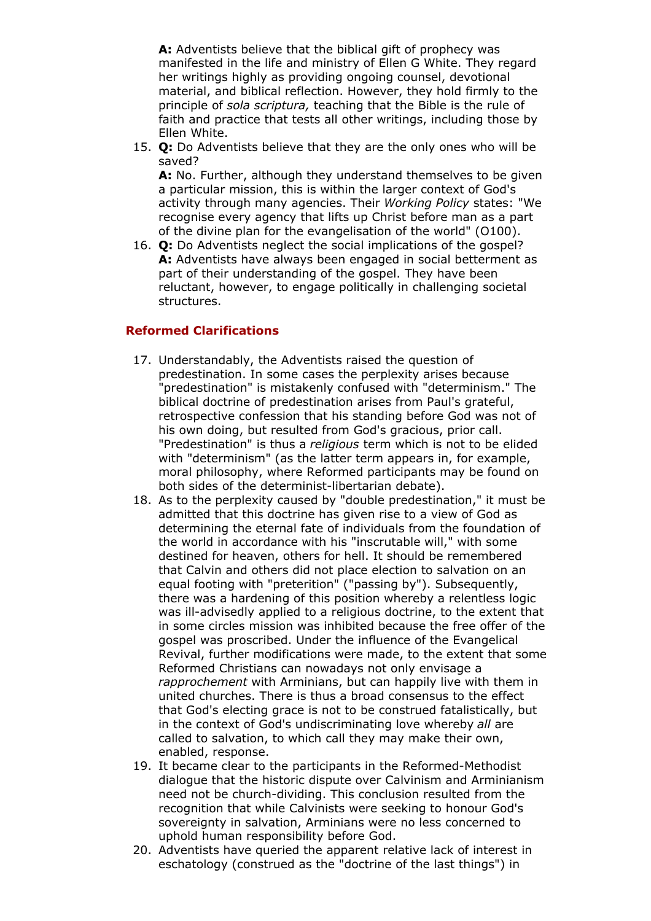**A:** Adventists believe that the biblical gift of prophecy was manifested in the life and ministry of Ellen G White. They regard her writings highly as providing ongoing counsel, devotional material, and biblical reflection. However, they hold firmly to the principle of *sola scriptura,* teaching that the Bible is the rule of faith and practice that tests all other writings, including those by Ellen White.

15. **Q:** Do Adventists believe that they are the only ones who will be saved?
    **A:** No. Further, although they understand themselves to be given a particular mission, this is within the larger context of God's activity through many agencies. Their *Working Policy* states: "We recognise every agency that lifts up Christ before man as a part of the divine plan for the evangelisation of the world" (O100).
16. **Q:** Do Adventists neglect the social implications of the gospel?
    **A:** Adventists have always been engaged in social betterment as part of their understanding of the gospel. They have been reluctant, however, to engage politically in challenging societal structures.

### Reformed Clarifications

17. Understandably, the Adventists raised the question of predestination. In some cases the perplexity arises because "predestination" is mistakenly confused with "determinism." The biblical doctrine of predestination arises from Paul's grateful, retrospective confession that his standing before God was not of his own doing, but resulted from God's gracious, prior call. "Predestination" is thus a *religious* term which is not to be elided with "determinism" (as the latter term appears in, for example, moral philosophy, where Reformed participants may be found on both sides of the determinist-libertarian debate).
18. As to the perplexity caused by "double predestination," it must be admitted that this doctrine has given rise to a view of God as determining the eternal fate of individuals from the foundation of the world in accordance with his "inscrutable will," with some destined for heaven, others for hell. It should be remembered that Calvin and others did not place election to salvation on an equal footing with "preterition" ("passing by"). Subsequently, there was a hardening of this position whereby a relentless logic was ill-advisedly applied to a religious doctrine, to the extent that in some circles mission was inhibited because the free offer of the gospel was proscribed. Under the influence of the Evangelical Revival, further modifications were made, to the extent that some Reformed Christians can nowadays not only envisage a *rapprochement* with Arminians, but can happily live with them in united churches. There is thus a broad consensus to the effect that God's electing grace is not to be construed fatalistically, but in the context of God's undiscriminating love whereby *all* are called to salvation, to which call they may make their own, enabled, response.
19. It became clear to the participants in the Reformed-Methodist dialogue that the historic dispute over Calvinism and Arminianism need not be church-dividing. This conclusion resulted from the recognition that while Calvinists were seeking to honour God's sovereignty in salvation, Arminians were no less concerned to uphold human responsibility before God.
20. Adventists have queried the apparent relative lack of interest in eschatology (construed as the "doctrine of the last things") in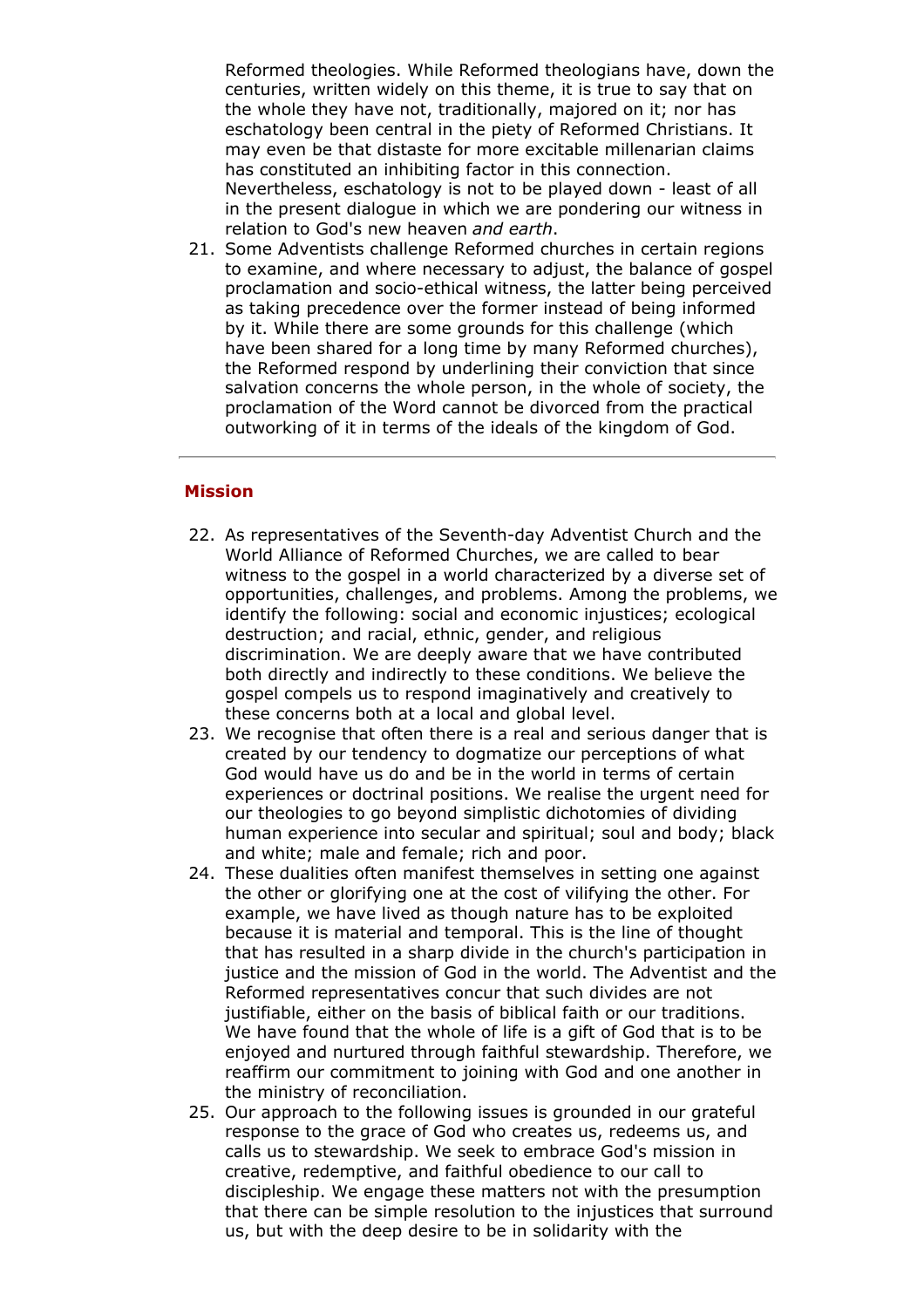Reformed theologies. While Reformed theologians have, down the centuries, written widely on this theme, it is true to say that on the whole they have not, traditionally, majored on it; nor has eschatology been central in the piety of Reformed Christians. It may even be that distaste for more excitable millenarian claims has constituted an inhibiting factor in this connection. Nevertheless, eschatology is not to be played down - least of all in the present dialogue in which we are pondering our witness in relation to God's new heaven *and earth*.

21. Some Adventists challenge Reformed churches in certain regions to examine, and where necessary to adjust, the balance of gospel proclamation and socio-ethical witness, the latter being perceived as taking precedence over the former instead of being informed by it. While there are some grounds for this challenge (which have been shared for a long time by many Reformed churches), the Reformed respond by underlining their conviction that since salvation concerns the whole person, in the whole of society, the proclamation of the Word cannot be divorced from the practical outworking of it in terms of the ideals of the kingdom of God.

---

## Mission

22. As representatives of the Seventh-day Adventist Church and the World Alliance of Reformed Churches, we are called to bear witness to the gospel in a world characterized by a diverse set of opportunities, challenges, and problems. Among the problems, we identify the following: social and economic injustices; ecological destruction; and racial, ethnic, gender, and religious discrimination. We are deeply aware that we have contributed both directly and indirectly to these conditions. We believe the gospel compels us to respond imaginatively and creatively to these concerns both at a local and global level.
23. We recognise that often there is a real and serious danger that is created by our tendency to dogmatize our perceptions of what God would have us do and be in the world in terms of certain experiences or doctrinal positions. We realise the urgent need for our theologies to go beyond simplistic dichotomies of dividing human experience into secular and spiritual; soul and body; black and white; male and female; rich and poor.
24. These dualities often manifest themselves in setting one against the other or glorifying one at the cost of vilifying the other. For example, we have lived as though nature has to be exploited because it is material and temporal. This is the line of thought that has resulted in a sharp divide in the church's participation in justice and the mission of God in the world. The Adventist and the Reformed representatives concur that such divides are not justifiable, either on the basis of biblical faith or our traditions. We have found that the whole of life is a gift of God that is to be enjoyed and nurtured through faithful stewardship. Therefore, we reaffirm our commitment to joining with God and one another in the ministry of reconciliation.
25. Our approach to the following issues is grounded in our grateful response to the grace of God who creates us, redeems us, and calls us to stewardship. We seek to embrace God's mission in creative, redemptive, and faithful obedience to our call to discipleship. We engage these matters not with the presumption that there can be simple resolution to the injustices that surround us, but with the deep desire to be in solidarity with the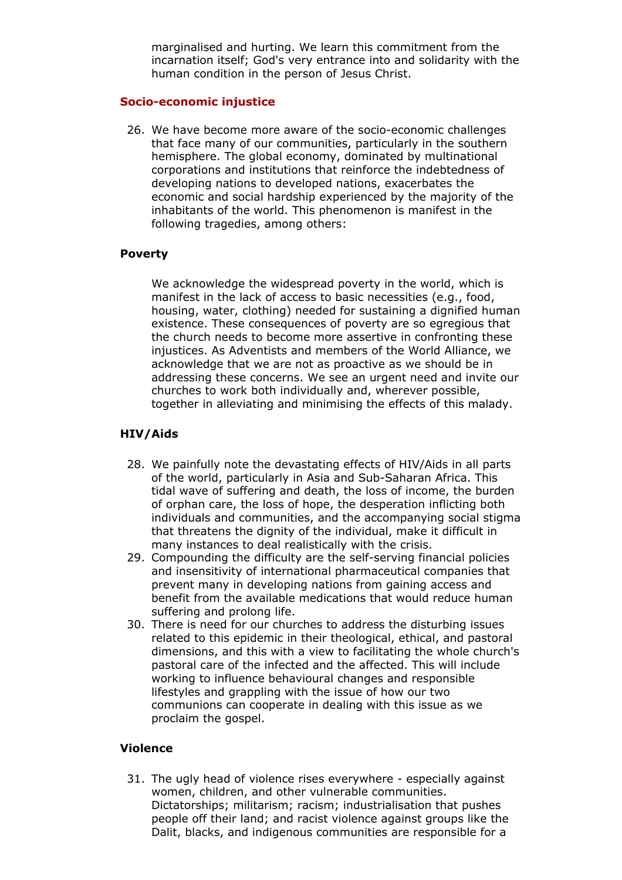marginalised and hurting. We learn this commitment from the incarnation itself; God's very entrance into and solidarity with the human condition in the person of Jesus Christ.

### Socio-economic injustice

26. We have become more aware of the socio-economic challenges that face many of our communities, particularly in the southern hemisphere. The global economy, dominated by multinational corporations and institutions that reinforce the indebtedness of developing nations to developed nations, exacerbates the economic and social hardship experienced by the majority of the inhabitants of the world. This phenomenon is manifest in the following tragedies, among others:

#### Poverty

We acknowledge the widespread poverty in the world, which is manifest in the lack of access to basic necessities (e.g., food, housing, water, clothing) needed for sustaining a dignified human existence. These consequences of poverty are so egregious that the church needs to become more assertive in confronting these injustices. As Adventists and members of the World Alliance, we acknowledge that we are not as proactive as we should be in addressing these concerns. We see an urgent need and invite our churches to work both individually and, wherever possible, together in alleviating and minimising the effects of this malady.

#### HIV/Aids

28. We painfully note the devastating effects of HIV/Aids in all parts of the world, particularly in Asia and Sub-Saharan Africa. This tidal wave of suffering and death, the loss of income, the burden of orphan care, the loss of hope, the desperation inflicting both individuals and communities, and the accompanying social stigma that threatens the dignity of the individual, make it difficult in many instances to deal realistically with the crisis.
29. Compounding the difficulty are the self-serving financial policies and insensitivity of international pharmaceutical companies that prevent many in developing nations from gaining access and benefit from the available medications that would reduce human suffering and prolong life.
30. There is need for our churches to address the disturbing issues related to this epidemic in their theological, ethical, and pastoral dimensions, and this with a view to facilitating the whole church's pastoral care of the infected and the affected. This will include working to influence behavioural changes and responsible lifestyles and grappling with the issue of how our two communions can cooperate in dealing with this issue as we proclaim the gospel.

#### Violence

31. The ugly head of violence rises everywhere - especially against women, children, and other vulnerable communities. Dictatorships; militarism; racism; industrialisation that pushes people off their land; and racist violence against groups like the Dalit, blacks, and indigenous communities are responsible for a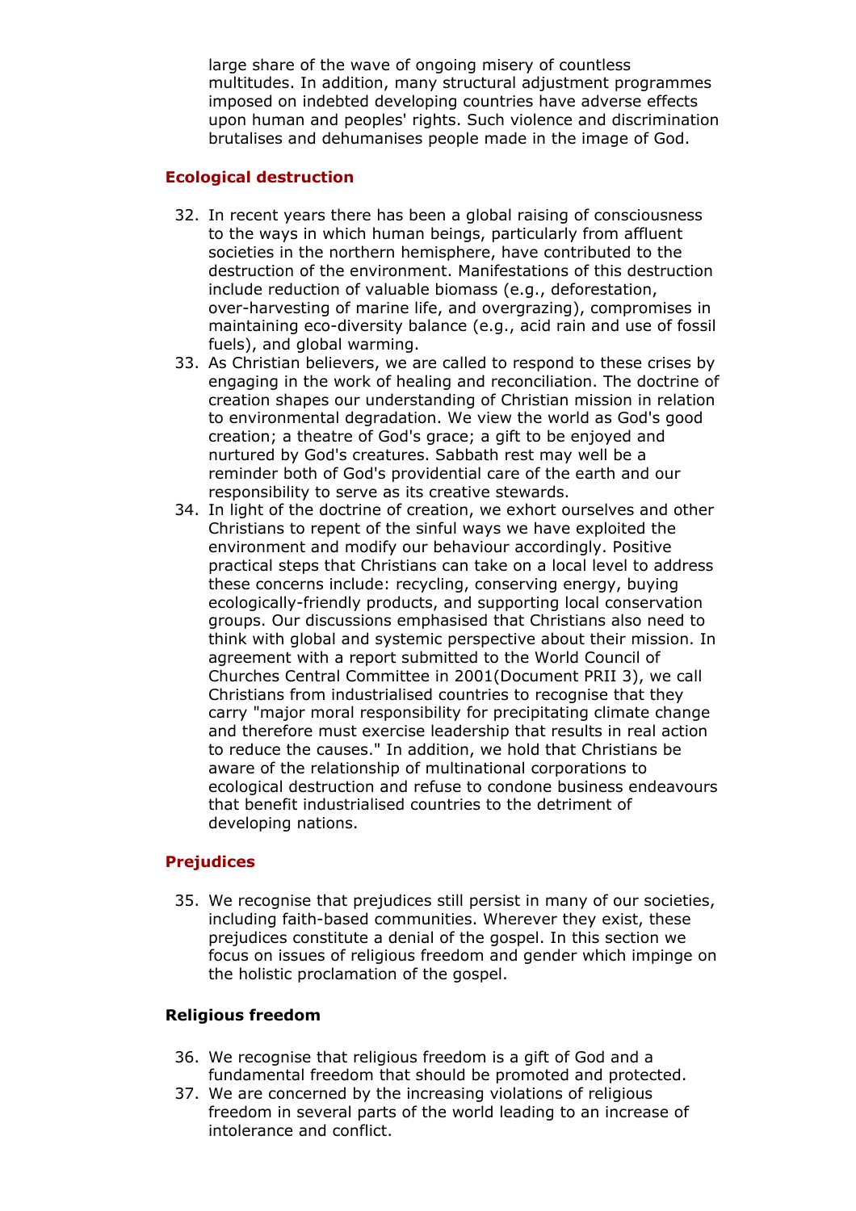large share of the wave of ongoing misery of countless multitudes. In addition, many structural adjustment programmes imposed on indebted developing countries have adverse effects upon human and peoples' rights. Such violence and discrimination brutalises and dehumanises people made in the image of God.

## Ecological destruction

32. In recent years there has been a global raising of consciousness to the ways in which human beings, particularly from affluent societies in the northern hemisphere, have contributed to the destruction of the environment. Manifestations of this destruction include reduction of valuable biomass (e.g., deforestation, over-harvesting of marine life, and overgrazing), compromises in maintaining eco-diversity balance (e.g., acid rain and use of fossil fuels), and global warming.
33. As Christian believers, we are called to respond to these crises by engaging in the work of healing and reconciliation. The doctrine of creation shapes our understanding of Christian mission in relation to environmental degradation. We view the world as God's good creation; a theatre of God's grace; a gift to be enjoyed and nurtured by God's creatures. Sabbath rest may well be a reminder both of God's providential care of the earth and our responsibility to serve as its creative stewards.
34. In light of the doctrine of creation, we exhort ourselves and other Christians to repent of the sinful ways we have exploited the environment and modify our behaviour accordingly. Positive practical steps that Christians can take on a local level to address these concerns include: recycling, conserving energy, buying ecologically-friendly products, and supporting local conservation groups. Our discussions emphasised that Christians also need to think with global and systemic perspective about their mission. In agreement with a report submitted to the World Council of Churches Central Committee in 2001(Document PRII 3), we call Christians from industrialised countries to recognise that they carry "major moral responsibility for precipitating climate change and therefore must exercise leadership that results in real action to reduce the causes." In addition, we hold that Christians be aware of the relationship of multinational corporations to ecological destruction and refuse to condone business endeavours that benefit industrialised countries to the detriment of developing nations.

## Prejudices

35. We recognise that prejudices still persist in many of our societies, including faith-based communities. Wherever they exist, these prejudices constitute a denial of the gospel. In this section we focus on issues of religious freedom and gender which impinge on the holistic proclamation of the gospel.

### Religious freedom

36. We recognise that religious freedom is a gift of God and a fundamental freedom that should be promoted and protected.
37. We are concerned by the increasing violations of religious freedom in several parts of the world leading to an increase of intolerance and conflict.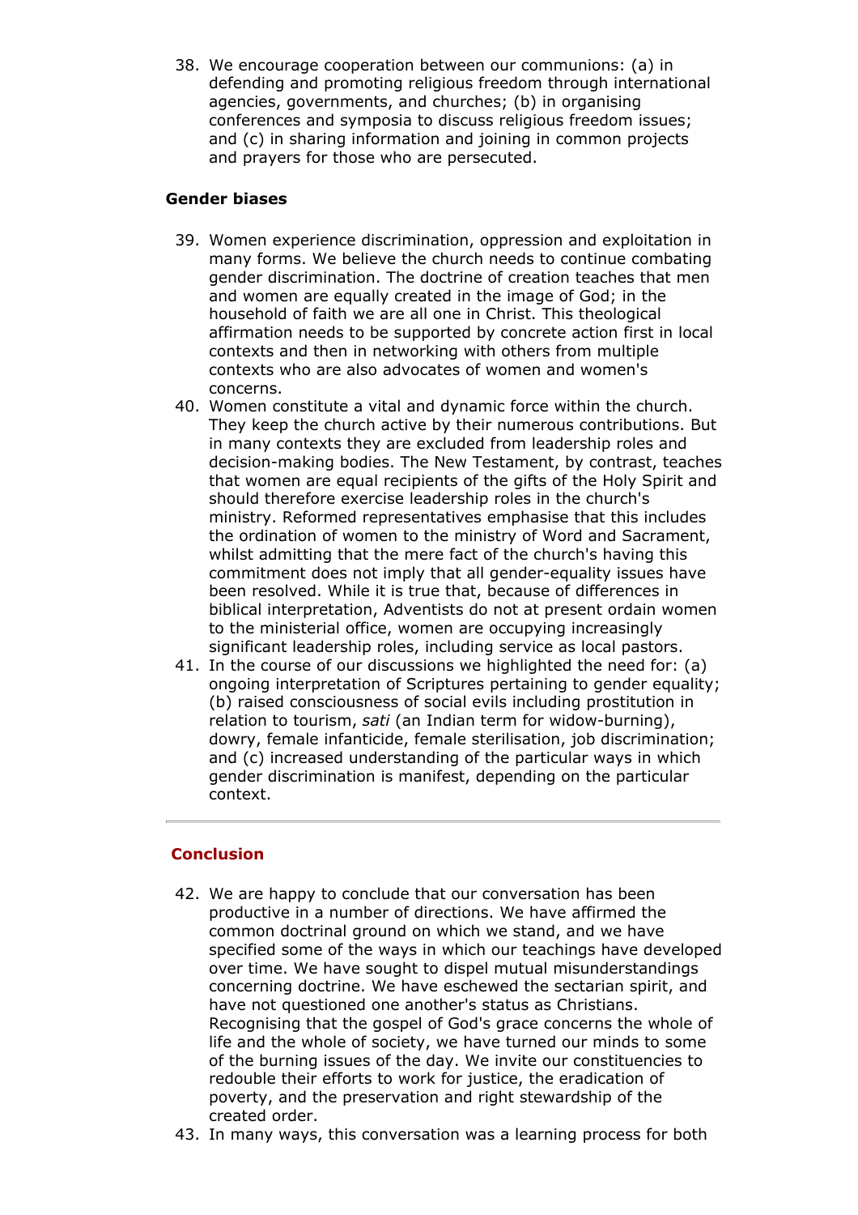38. We encourage cooperation between our communions: (a) in defending and promoting religious freedom through international agencies, governments, and churches; (b) in organising conferences and symposia to discuss religious freedom issues; and (c) in sharing information and joining in common projects and prayers for those who are persecuted.

**Gender biases**

39. Women experience discrimination, oppression and exploitation in many forms. We believe the church needs to continue combating gender discrimination. The doctrine of creation teaches that men and women are equally created in the image of God; in the household of faith we are all one in Christ. This theological affirmation needs to be supported by concrete action first in local contexts and then in networking with others from multiple contexts who are also advocates of women and women's concerns.
40. Women constitute a vital and dynamic force within the church. They keep the church active by their numerous contributions. But in many contexts they are excluded from leadership roles and decision-making bodies. The New Testament, by contrast, teaches that women are equal recipients of the gifts of the Holy Spirit and should therefore exercise leadership roles in the church's ministry. Reformed representatives emphasise that this includes the ordination of women to the ministry of Word and Sacrament, whilst admitting that the mere fact of the church's having this commitment does not imply that all gender-equality issues have been resolved. While it is true that, because of differences in biblical interpretation, Adventists do not at present ordain women to the ministerial office, women are occupying increasingly significant leadership roles, including service as local pastors.
41. In the course of our discussions we highlighted the need for: (a) ongoing interpretation of Scriptures pertaining to gender equality; (b) raised consciousness of social evils including prostitution in relation to tourism, *sati* (an Indian term for widow-burning), dowry, female infanticide, female sterilisation, job discrimination; and (c) increased understanding of the particular ways in which gender discrimination is manifest, depending on the particular context.

---

## Conclusion

42. We are happy to conclude that our conversation has been productive in a number of directions. We have affirmed the common doctrinal ground on which we stand, and we have specified some of the ways in which our teachings have developed over time. We have sought to dispel mutual misunderstandings concerning doctrine. We have eschewed the sectarian spirit, and have not questioned one another's status as Christians. Recognising that the gospel of God's grace concerns the whole of life and the whole of society, we have turned our minds to some of the burning issues of the day. We invite our constituencies to redouble their efforts to work for justice, the eradication of poverty, and the preservation and right stewardship of the created order.
43. In many ways, this conversation was a learning process for both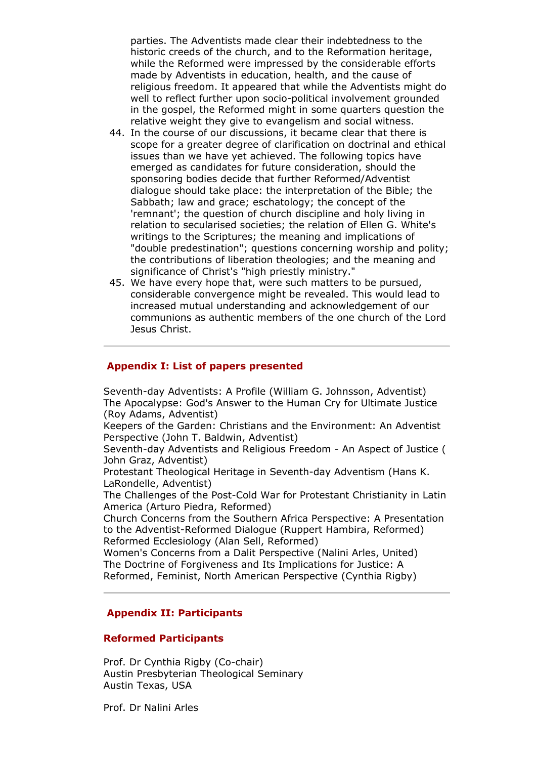parties. The Adventists made clear their indebtedness to the historic creeds of the church, and to the Reformation heritage, while the Reformed were impressed by the considerable efforts made by Adventists in education, health, and the cause of religious freedom. It appeared that while the Adventists might do well to reflect further upon socio-political involvement grounded in the gospel, the Reformed might in some quarters question the relative weight they give to evangelism and social witness.

44. In the course of our discussions, it became clear that there is scope for a greater degree of clarification on doctrinal and ethical issues than we have yet achieved. The following topics have emerged as candidates for future consideration, should the sponsoring bodies decide that further Reformed/Adventist dialogue should take place: the interpretation of the Bible; the Sabbath; law and grace; eschatology; the concept of the 'remnant'; the question of church discipline and holy living in relation to secularised societies; the relation of Ellen G. White's writings to the Scriptures; the meaning and implications of "double predestination"; questions concerning worship and polity; the contributions of liberation theologies; and the meaning and significance of Christ's "high priestly ministry."
45. We have every hope that, were such matters to be pursued, considerable convergence might be revealed. This would lead to increased mutual understanding and acknowledgement of our communions as authentic members of the one church of the Lord Jesus Christ.

---

## Appendix I: List of papers presented

Seventh-day Adventists: A Profile (William G. Johnsson, Adventist)
The Apocalypse: God's Answer to the Human Cry for Ultimate Justice (Roy Adams, Adventist)
Keepers of the Garden: Christians and the Environment: An Adventist Perspective (John T. Baldwin, Adventist)
Seventh-day Adventists and Religious Freedom - An Aspect of Justice ( John Graz, Adventist)
Protestant Theological Heritage in Seventh-day Adventism (Hans K. LaRondelle, Adventist)
The Challenges of the Post-Cold War for Protestant Christianity in Latin America (Arturo Piedra, Reformed)
Church Concerns from the Southern Africa Perspective: A Presentation to the Adventist-Reformed Dialogue (Ruppert Hambira, Reformed)
Reformed Ecclesiology (Alan Sell, Reformed)
Women's Concerns from a Dalit Perspective (Nalini Arles, United)
The Doctrine of Forgiveness and Its Implications for Justice: A Reformed, Feminist, North American Perspective (Cynthia Rigby)

---

## Appendix II: Participants

### Reformed Participants

Prof. Dr Cynthia Rigby (Co-chair)
Austin Presbyterian Theological Seminary
Austin Texas, USA

Prof. Dr Nalini Arles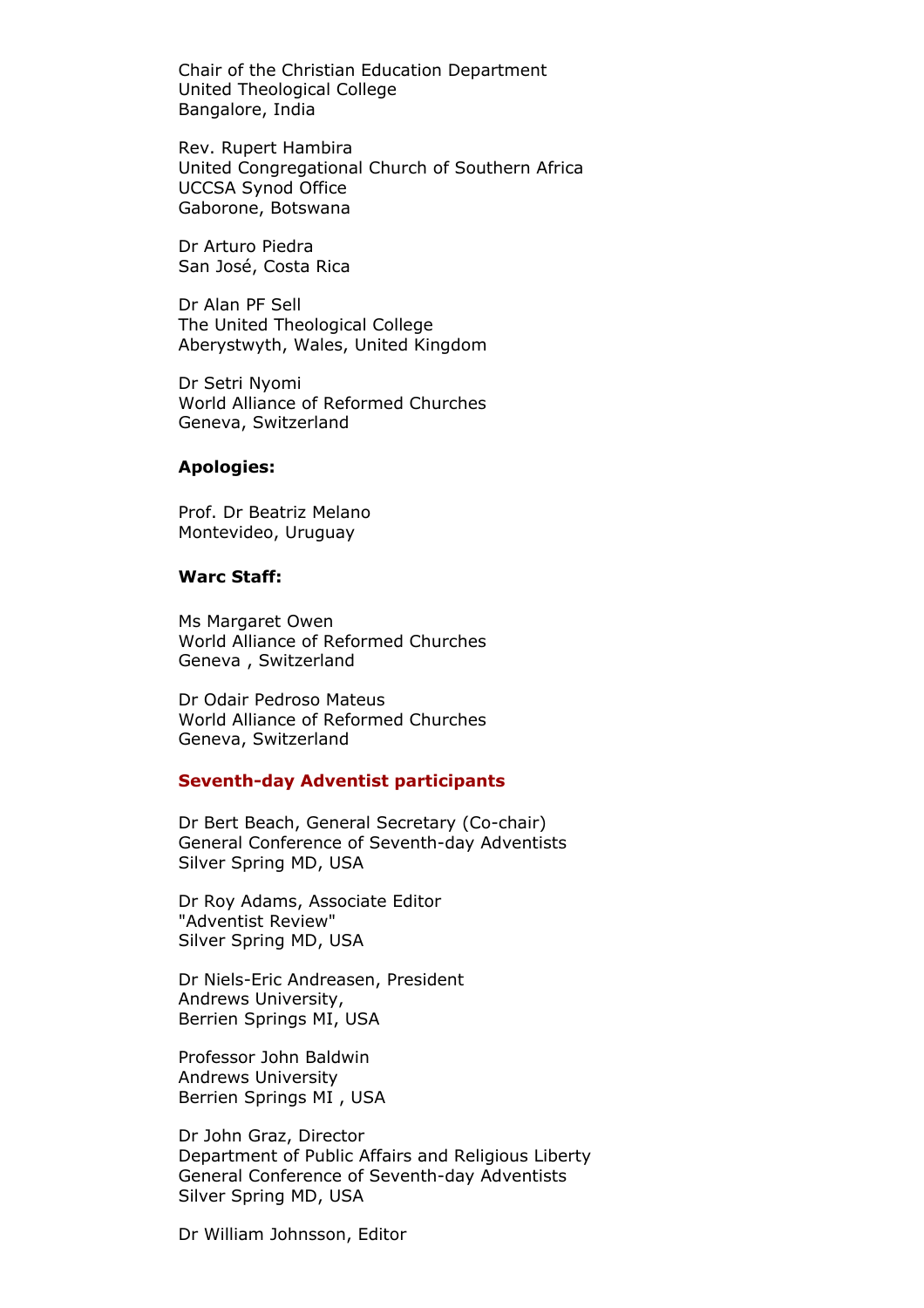Chair of the Christian Education Department
United Theological College
Bangalore, India

Rev. Rupert Hambira
United Congregational Church of Southern Africa
UCCSA Synod Office
Gaborone, Botswana

Dr Arturo Piedra
San José, Costa Rica

Dr Alan PF Sell
The United Theological College
Aberystwyth, Wales, United Kingdom

Dr Setri Nyomi
World Alliance of Reformed Churches
Geneva, Switzerland

**Apologies:**

Prof. Dr Beatriz Melano
Montevideo, Uruguay

**Warc Staff:**

Ms Margaret Owen
World Alliance of Reformed Churches
Geneva , Switzerland

Dr Odair Pedroso Mateus
World Alliance of Reformed Churches
Geneva, Switzerland

**Seventh-day Adventist participants**

Dr Bert Beach, General Secretary (Co-chair)
General Conference of Seventh-day Adventists
Silver Spring MD, USA

Dr Roy Adams, Associate Editor
"Adventist Review"
Silver Spring MD, USA

Dr Niels-Eric Andreasen, President
Andrews University,
Berrien Springs MI, USA

Professor John Baldwin
Andrews University
Berrien Springs MI , USA

Dr John Graz, Director
Department of Public Affairs and Religious Liberty
General Conference of Seventh-day Adventists
Silver Spring MD, USA

Dr William Johnsson, Editor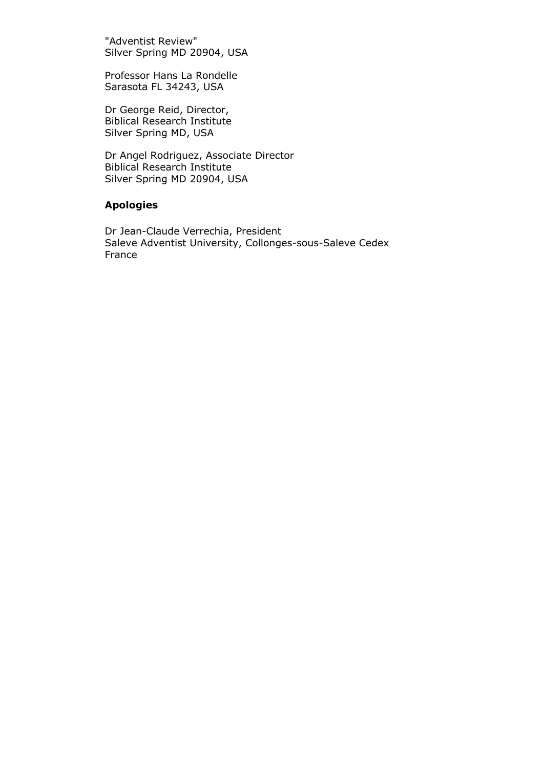"Adventist Review"
Silver Spring MD 20904, USA

Professor Hans La Rondelle
Sarasota FL 34243, USA

Dr George Reid, Director,
Biblical Research Institute
Silver Spring MD, USA

Dr Angel Rodriguez, Associate Director
Biblical Research Institute
Silver Spring MD 20904, USA

**Apologies**

Dr Jean-Claude Verrechia, President
Saleve Adventist University, Collonges-sous-Saleve Cedex
France